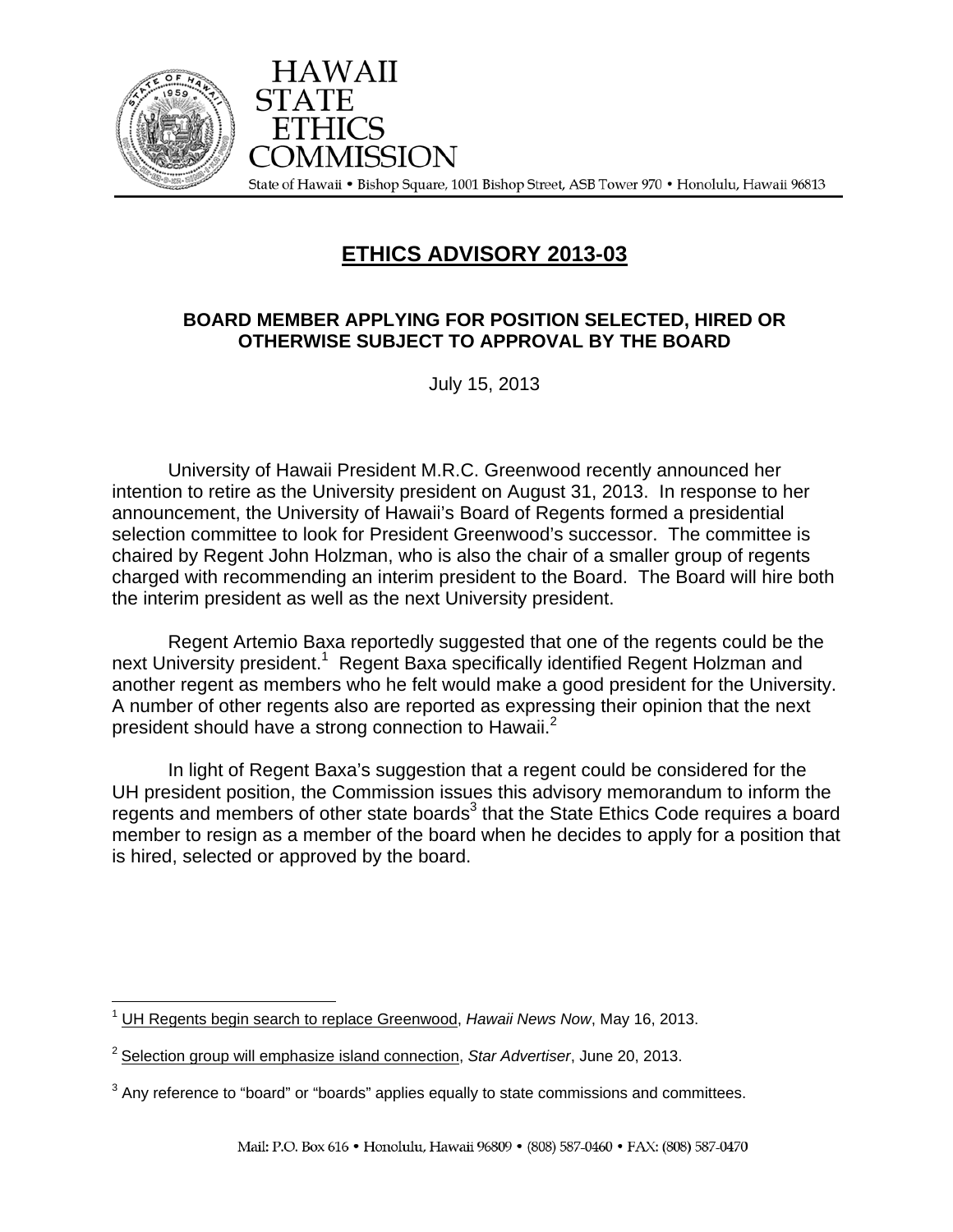# HAWAII STATE ETHICS COMMISSION

State of Hawaii • Bishop Square, 1001 Bishop Street, ASB Tower 970 • Honolulu, Hawaii 96813

## ETHICS ADVISORY 2013-03

### BOARD MEMBER APPLYING FOR POSITION SELECTED, HIRED OR OTHERWISE SUBJECT TO APPROVAL BY THE BOARD

July 15, 2013

University of Hawaii President M.R.C. Greenwood recently announced her intention to retire as the University president on August 31, 2013. In response to her announcement, the University of Hawaii's Board of Regents formed a presidential selection committee to look for President Greenwood's successor. The committee is chaired by Regent John Holzman, who is also the chair of a smaller group of regents charged with recommending an interim president to the Board. The Board will hire both the interim president as well as the next University president.

Regent Artemio Baxa reportedly suggested that one of the regents could be the next University president.[1] Regent Baxa specifically identified Regent Holzman and another regent as members who he felt would make a good president for the University. A number of other regents also are reported as expressing their opinion that the next president should have a strong connection to Hawaii.[2]

In light of Regent Baxa's suggestion that a regent could be considered for the UH president position, the Commission issues this advisory memorandum to inform the regents and members of other state boards[3] that the State Ethics Code requires a board member to resign as a member of the board when he decides to apply for a position that is hired, selected or approved by the board.

---

[1] UH Regents begin search to replace Greenwood, *Hawaii News Now*, May 16, 2013.

[2] Selection group will emphasize island connection, *Star Advertiser*, June 20, 2013.

[3] Any reference to "board" or "boards" applies equally to state commissions and committees.

Mail: P.O. Box 616 • Honolulu, Hawaii 96809 • (808) 587-0460 • FAX: (808) 587-0470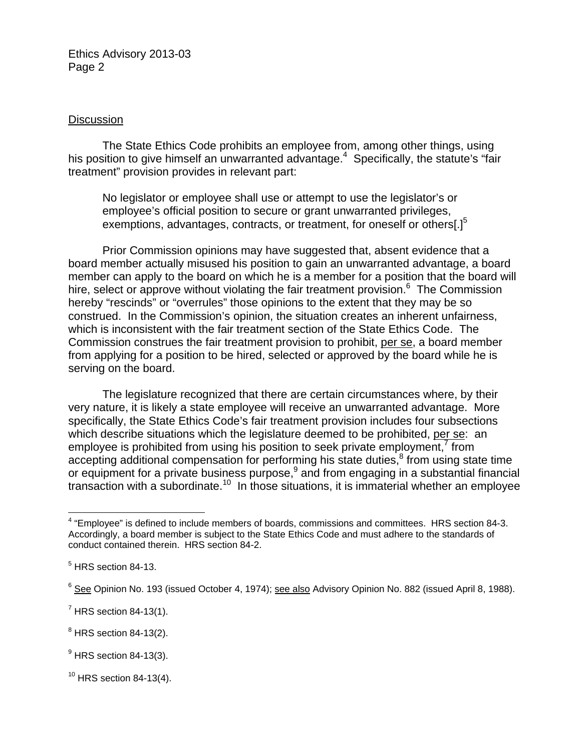## Discussion

The State Ethics Code prohibits an employee from, among other things, using his position to give himself an unwarranted advantage.[4] Specifically, the statute's "fair treatment" provision provides in relevant part:

> No legislator or employee shall use or attempt to use the legislator's or employee's official position to secure or grant unwarranted privileges, exemptions, advantages, contracts, or treatment, for oneself or others[.][5]

Prior Commission opinions may have suggested that, absent evidence that a board member actually misused his position to gain an unwarranted advantage, a board member can apply to the board on which he is a member for a position that the board will hire, select or approve without violating the fair treatment provision.[6] The Commission hereby "rescinds" or "overrules" those opinions to the extent that they may be so construed. In the Commission's opinion, the situation creates an inherent unfairness, which is inconsistent with the fair treatment section of the State Ethics Code. The Commission construes the fair treatment provision to prohibit, <u>per se</u>, a board member from applying for a position to be hired, selected or approved by the board while he is serving on the board.

The legislature recognized that there are certain circumstances where, by their very nature, it is likely a state employee will receive an unwarranted advantage. More specifically, the State Ethics Code's fair treatment provision includes four subsections which describe situations which the legislature deemed to be prohibited, <u>per se</u>: an employee is prohibited from using his position to seek private employment,[7] from accepting additional compensation for performing his state duties,[8] from using state time or equipment for a private business purpose,[9] and from engaging in a substantial financial transaction with a subordinate.[10] In those situations, it is immaterial whether an employee

---

[4] "Employee" is defined to include members of boards, commissions and committees. HRS section 84-3. Accordingly, a board member is subject to the State Ethics Code and must adhere to the standards of conduct contained therein. HRS section 84-2.

[5] HRS section 84-13.

[6] <u>See</u> Opinion No. 193 (issued October 4, 1974); <u>see also</u> Advisory Opinion No. 882 (issued April 8, 1988).

[7] HRS section 84-13(1).

[8] HRS section 84-13(2).

[9] HRS section 84-13(3).

[10] HRS section 84-13(4).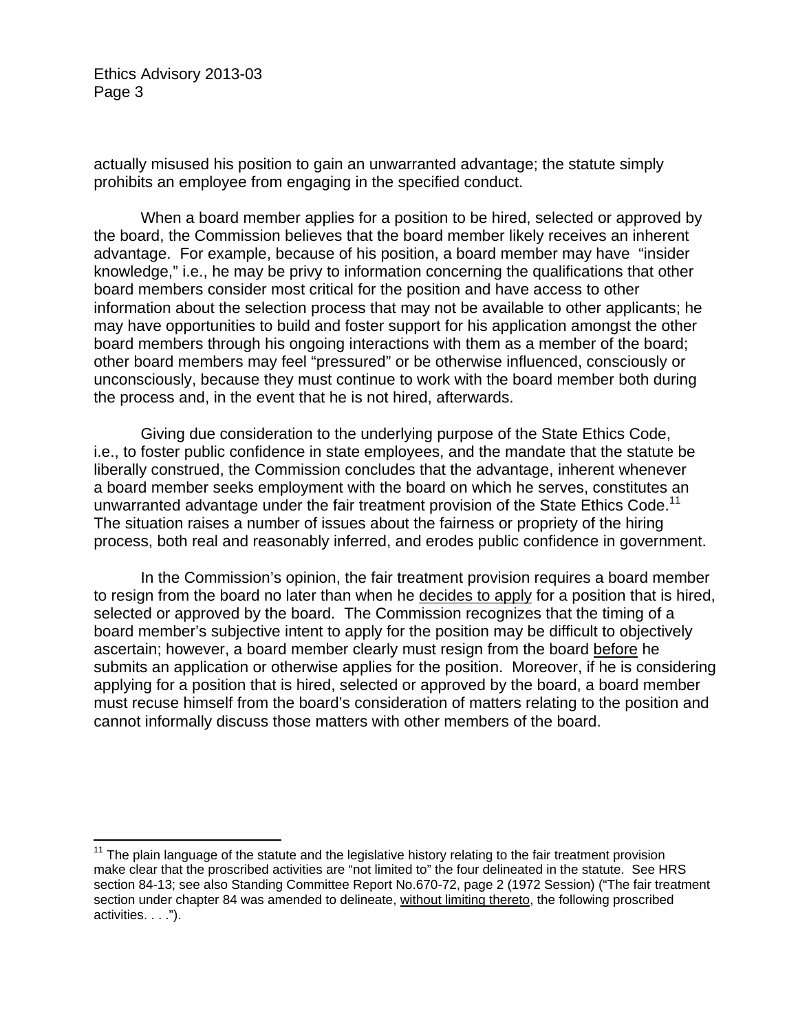actually misused his position to gain an unwarranted advantage; the statute simply prohibits an employee from engaging in the specified conduct.

When a board member applies for a position to be hired, selected or approved by the board, the Commission believes that the board member likely receives an inherent advantage. For example, because of his position, a board member may have "insider knowledge," i.e., he may be privy to information concerning the qualifications that other board members consider most critical for the position and have access to other information about the selection process that may not be available to other applicants; he may have opportunities to build and foster support for his application amongst the other board members through his ongoing interactions with them as a member of the board; other board members may feel "pressured" or be otherwise influenced, consciously or unconsciously, because they must continue to work with the board member both during the process and, in the event that he is not hired, afterwards.

Giving due consideration to the underlying purpose of the State Ethics Code, i.e., to foster public confidence in state employees, and the mandate that the statute be liberally construed, the Commission concludes that the advantage, inherent whenever a board member seeks employment with the board on which he serves, constitutes an unwarranted advantage under the fair treatment provision of the State Ethics Code.[11] The situation raises a number of issues about the fairness or propriety of the hiring process, both real and reasonably inferred, and erodes public confidence in government.

In the Commission's opinion, the fair treatment provision requires a board member to resign from the board no later than when he <u>decides to apply</u> for a position that is hired, selected or approved by the board. The Commission recognizes that the timing of a board member's subjective intent to apply for the position may be difficult to objectively ascertain; however, a board member clearly must resign from the board <u>before</u> he submits an application or otherwise applies for the position. Moreover, if he is considering applying for a position that is hired, selected or approved by the board, a board member must recuse himself from the board's consideration of matters relating to the position and cannot informally discuss those matters with other members of the board.

---

[11] The plain language of the statute and the legislative history relating to the fair treatment provision make clear that the proscribed activities are "not limited to" the four delineated in the statute. See HRS section 84-13; see also Standing Committee Report No.670-72, page 2 (1972 Session) ("The fair treatment section under chapter 84 was amended to delineate, <u>without limiting thereto</u>, the following proscribed activities. . . .").